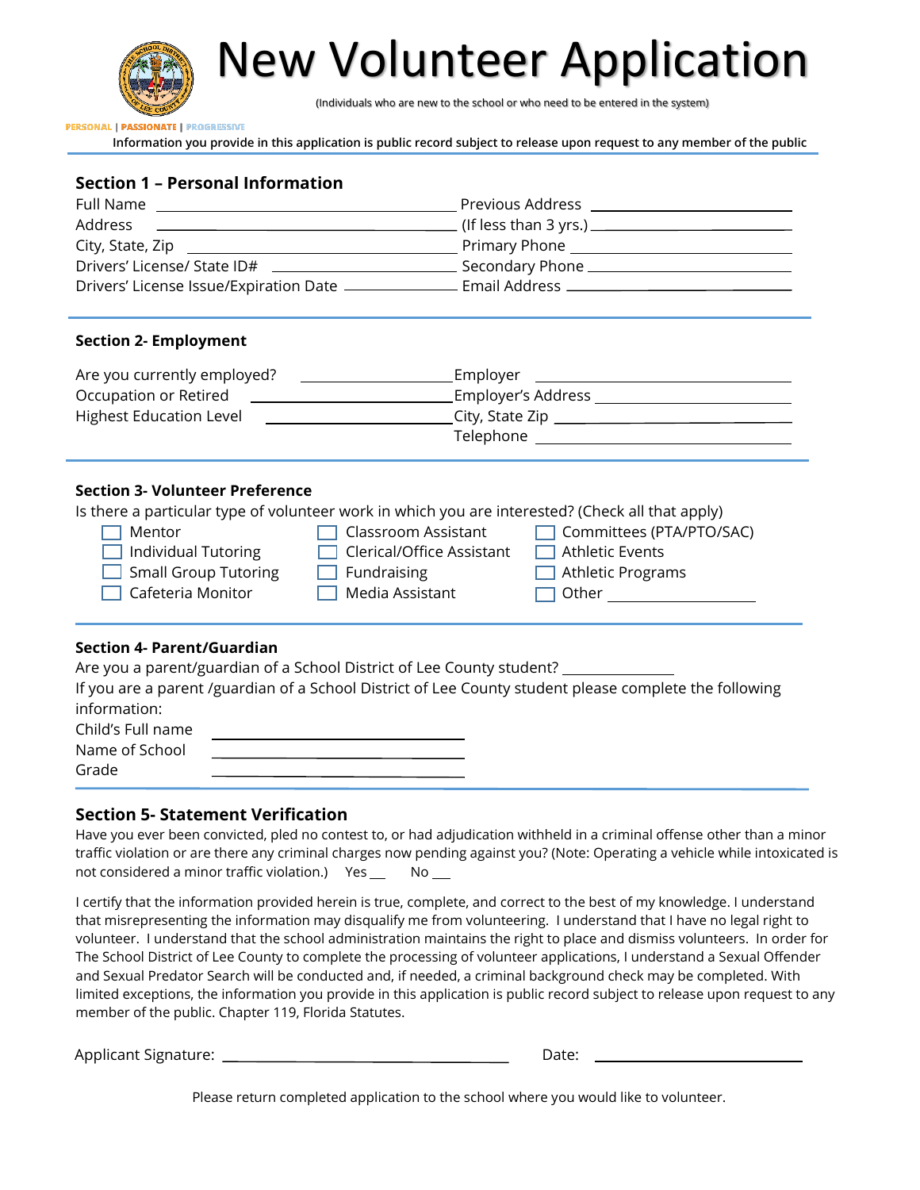# New Volunteer Application

(Individuals who are new to the school or who need to be entered in the system)

PERSONAL | PASSIONATE | PROGRESSIVE

Information you provide in this application is public record subject to release upon request to any member of the public

## Section 1 – Personal Information

Full Name \_\_\_\_\_\_\_\_\_\_\_\_\_\_\_\_\_\_\_\_

Address \_\_\_\_\_\_\_\_\_\_\_\_\_\_\_\_\_\_\_\_

City, State, Zip \_\_\_\_\_\_\_\_\_\_\_\_\_\_\_\_\_\_\_\_

Drivers' License/ State ID# \_\_\_\_\_\_\_\_\_\_\_\_\_\_\_\_\_\_\_\_

Drivers' License Issue/Expiration Date \_\_\_\_\_\_\_\_\_\_\_\_\_\_\_\_\_\_\_\_

Previous Address \_\_\_\_\_\_\_\_\_\_\_\_\_\_\_\_\_\_\_\_

(If less than 3 yrs.) \_\_\_\_\_\_\_\_\_\_\_\_\_\_\_\_\_\_\_\_

Primary Phone \_\_\_\_\_\_\_\_\_\_\_\_\_\_\_\_\_\_\_\_

Secondary Phone \_\_\_\_\_\_\_\_\_\_\_\_\_\_\_\_\_\_\_\_

Email Address \_\_\_\_\_\_\_\_\_\_\_\_\_\_\_\_\_\_\_\_

## Section 2- Employment

Are you currently employed? \_\_\_\_\_\_\_\_\_\_\_\_\_\_\_\_\_\_\_\_

Occupation or Retired \_\_\_\_\_\_\_\_\_\_\_\_\_\_\_\_\_\_\_\_

Highest Education Level \_\_\_\_\_\_\_\_\_\_\_\_\_\_\_\_\_\_\_\_

Employer \_\_\_\_\_\_\_\_\_\_\_\_\_\_\_\_\_\_\_\_

Employer's Address \_\_\_\_\_\_\_\_\_\_\_\_\_\_\_\_\_\_\_\_

City, State Zip \_\_\_\_\_\_\_\_\_\_\_\_\_\_\_\_\_\_\_\_

Telephone \_\_\_\_\_\_\_\_\_\_\_\_\_\_\_\_\_\_\_\_

## Section 3- Volunteer Preference

Is there a particular type of volunteer work in which you are interested? (Check all that apply)

- ☐ Mentor
- ☐ Individual Tutoring
- ☐ Small Group Tutoring
- ☐ Cafeteria Monitor
- ☐ Classroom Assistant
- ☐ Clerical/Office Assistant
- ☐ Fundraising
- ☐ Media Assistant
- ☐ Committees (PTA/PTO/SAC)
- ☐ Athletic Events
- ☐ Athletic Programs
- ☐ Other \_\_\_\_\_\_\_\_\_\_\_\_\_\_\_\_\_\_\_\_

## Section 4- Parent/Guardian

Are you a parent/guardian of a School District of Lee County student? \_\_\_\_\_\_\_\_\_\_\_\_\_\_\_\_\_\_\_\_

If you are a parent /guardian of a School District of Lee County student please complete the following information:

Child's Full name \_\_\_\_\_\_\_\_\_\_\_\_\_\_\_\_\_\_\_\_

Name of School \_\_\_\_\_\_\_\_\_\_\_\_\_\_\_\_\_\_\_\_

Grade \_\_\_\_\_\_\_\_\_\_\_\_\_\_\_\_\_\_\_\_

## Section 5- Statement Verification

Have you ever been convicted, pled no contest to, or had adjudication withheld in a criminal offense other than a minor traffic violation or are there any criminal charges now pending against you? (Note: Operating a vehicle while intoxicated is not considered a minor traffic violation.) Yes \_\_ No \_\_

I certify that the information provided herein is true, complete, and correct to the best of my knowledge. I understand that misrepresenting the information may disqualify me from volunteering. I understand that I have no legal right to volunteer. I understand that the school administration maintains the right to place and dismiss volunteers. In order for The School District of Lee County to complete the processing of volunteer applications, I understand a Sexual Offender and Sexual Predator Search will be conducted and, if needed, a criminal background check may be completed. With limited exceptions, the information you provide in this application is public record subject to release upon request to any member of the public. Chapter 119, Florida Statutes.

Applicant Signature: \_\_\_\_\_\_\_\_\_\_\_\_\_\_\_\_\_\_\_\_ Date: \_\_\_\_\_\_\_\_\_\_\_\_\_\_\_\_\_\_\_\_

Please return completed application to the school where you would like to volunteer.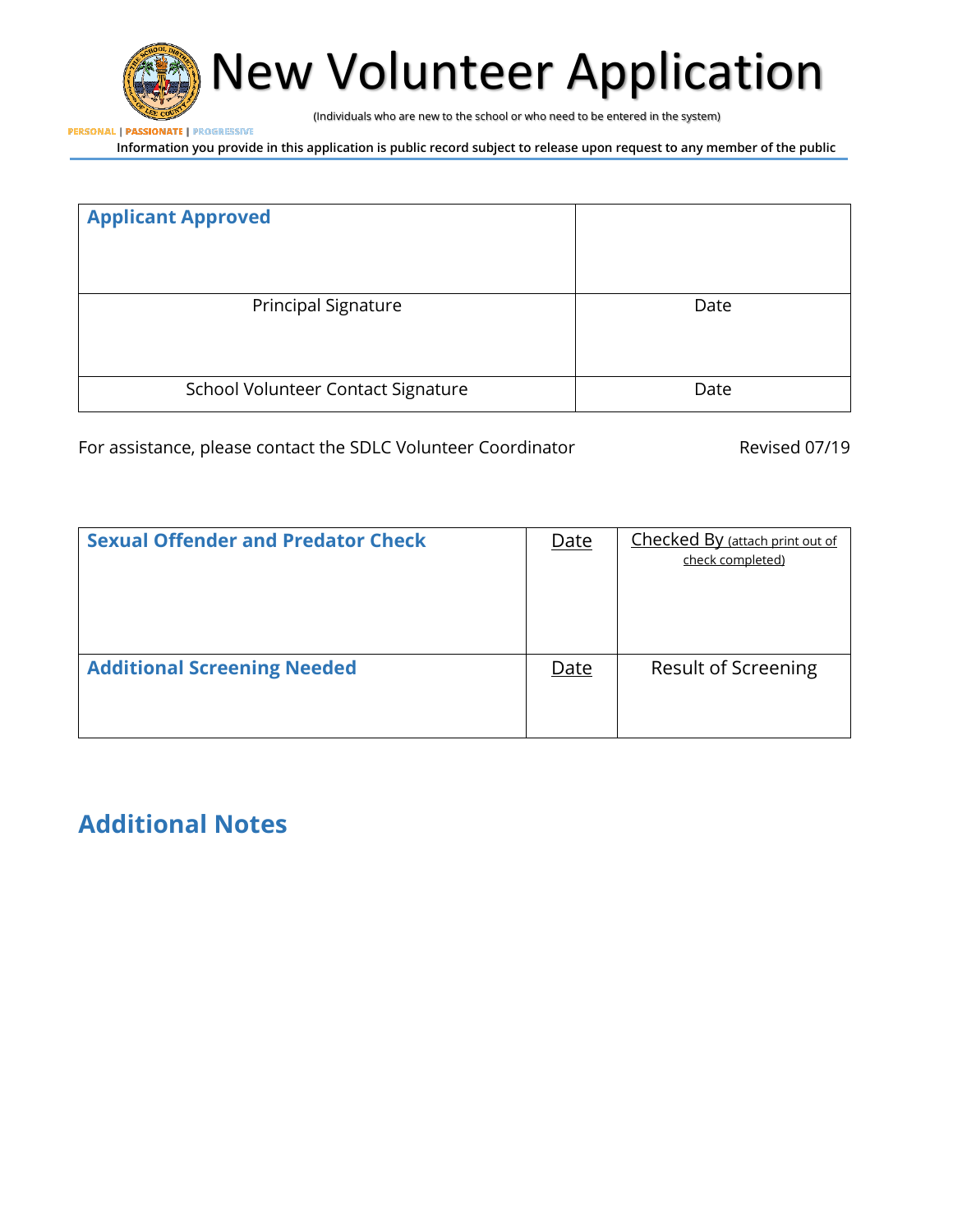# New Volunteer Application

(Individuals who are new to the school or who need to be entered in the system)

PERSONAL | PASSIONATE | PROGRESSIVE

**Information you provide in this application is public record subject to release upon request to any member of the public**

| **Applicant Approved** | |
|---|---|
| Principal Signature | Date |
| School Volunteer Contact Signature | Date |

For assistance, please contact the SDLC Volunteer Coordinator

Revised 07/19

| **Sexual Offender and Predator Check** | Date | Checked By (attach print out of check completed) |
|---|---|---|
| **Additional Screening Needed** | Date | Result of Screening |

## Additional Notes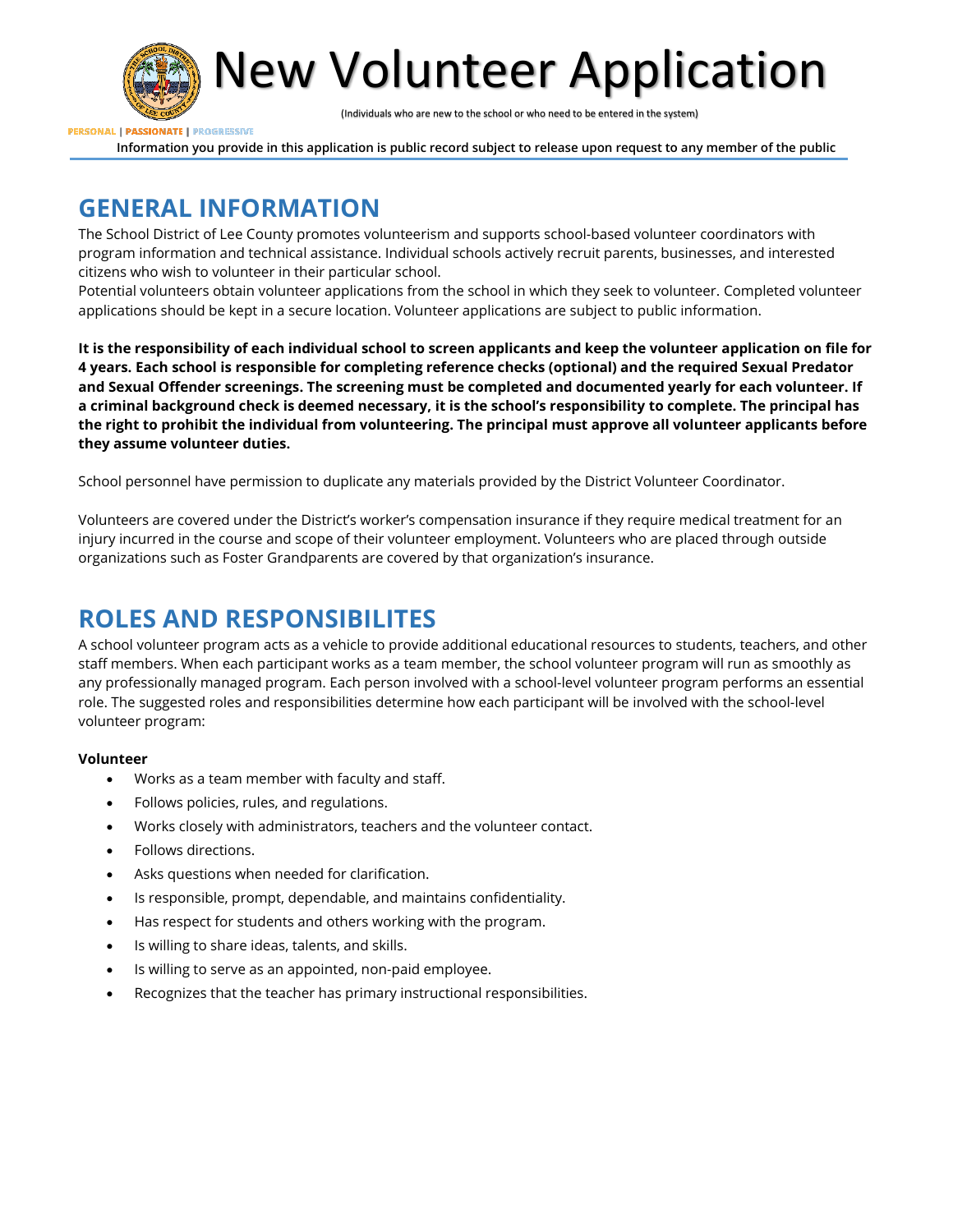# New Volunteer Application

(Individuals who are new to the school or who need to be entered in the system)

PERSONAL | PASSIONATE | PROGRESSIVE

**Information you provide in this application is public record subject to release upon request to any member of the public**

## GENERAL INFORMATION

The School District of Lee County promotes volunteerism and supports school-based volunteer coordinators with program information and technical assistance. Individual schools actively recruit parents, businesses, and interested citizens who wish to volunteer in their particular school.
Potential volunteers obtain volunteer applications from the school in which they seek to volunteer. Completed volunteer applications should be kept in a secure location. Volunteer applications are subject to public information.

**It is the responsibility of each individual school to screen applicants and keep the volunteer application on file for 4 years. Each school is responsible for completing reference checks (optional) and the required Sexual Predator and Sexual Offender screenings. The screening must be completed and documented yearly for each volunteer. If a criminal background check is deemed necessary, it is the school's responsibility to complete. The principal has the right to prohibit the individual from volunteering. The principal must approve all volunteer applicants before they assume volunteer duties.**

School personnel have permission to duplicate any materials provided by the District Volunteer Coordinator.

Volunteers are covered under the District's worker's compensation insurance if they require medical treatment for an injury incurred in the course and scope of their volunteer employment. Volunteers who are placed through outside organizations such as Foster Grandparents are covered by that organization's insurance.

## ROLES AND RESPONSIBILITES

A school volunteer program acts as a vehicle to provide additional educational resources to students, teachers, and other staff members. When each participant works as a team member, the school volunteer program will run as smoothly as any professionally managed program. Each person involved with a school-level volunteer program performs an essential role. The suggested roles and responsibilities determine how each participant will be involved with the school-level volunteer program:

**Volunteer**

- Works as a team member with faculty and staff.
- Follows policies, rules, and regulations.
- Works closely with administrators, teachers and the volunteer contact.
- Follows directions.
- Asks questions when needed for clarification.
- Is responsible, prompt, dependable, and maintains confidentiality.
- Has respect for students and others working with the program.
- Is willing to share ideas, talents, and skills.
- Is willing to serve as an appointed, non-paid employee.
- Recognizes that the teacher has primary instructional responsibilities.